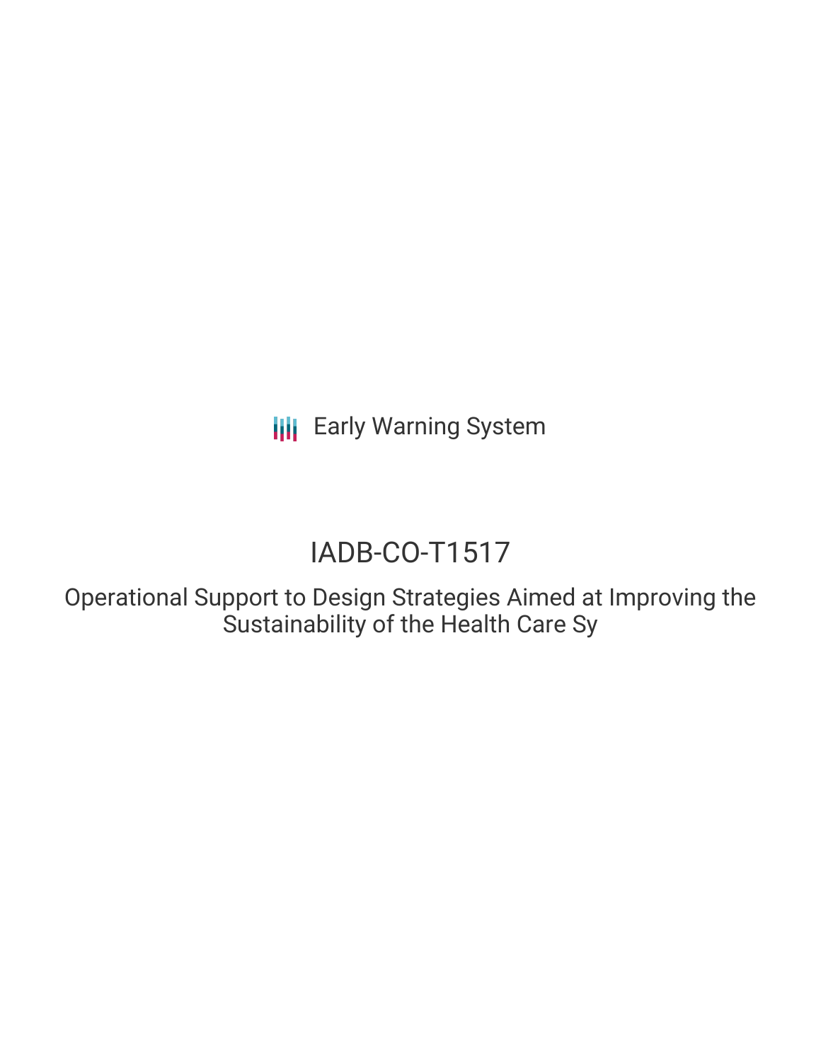Early Warning System

# IADB-CO-T1517

## Operational Support to Design Strategies Aimed at Improving the Sustainability of the Health Care Sy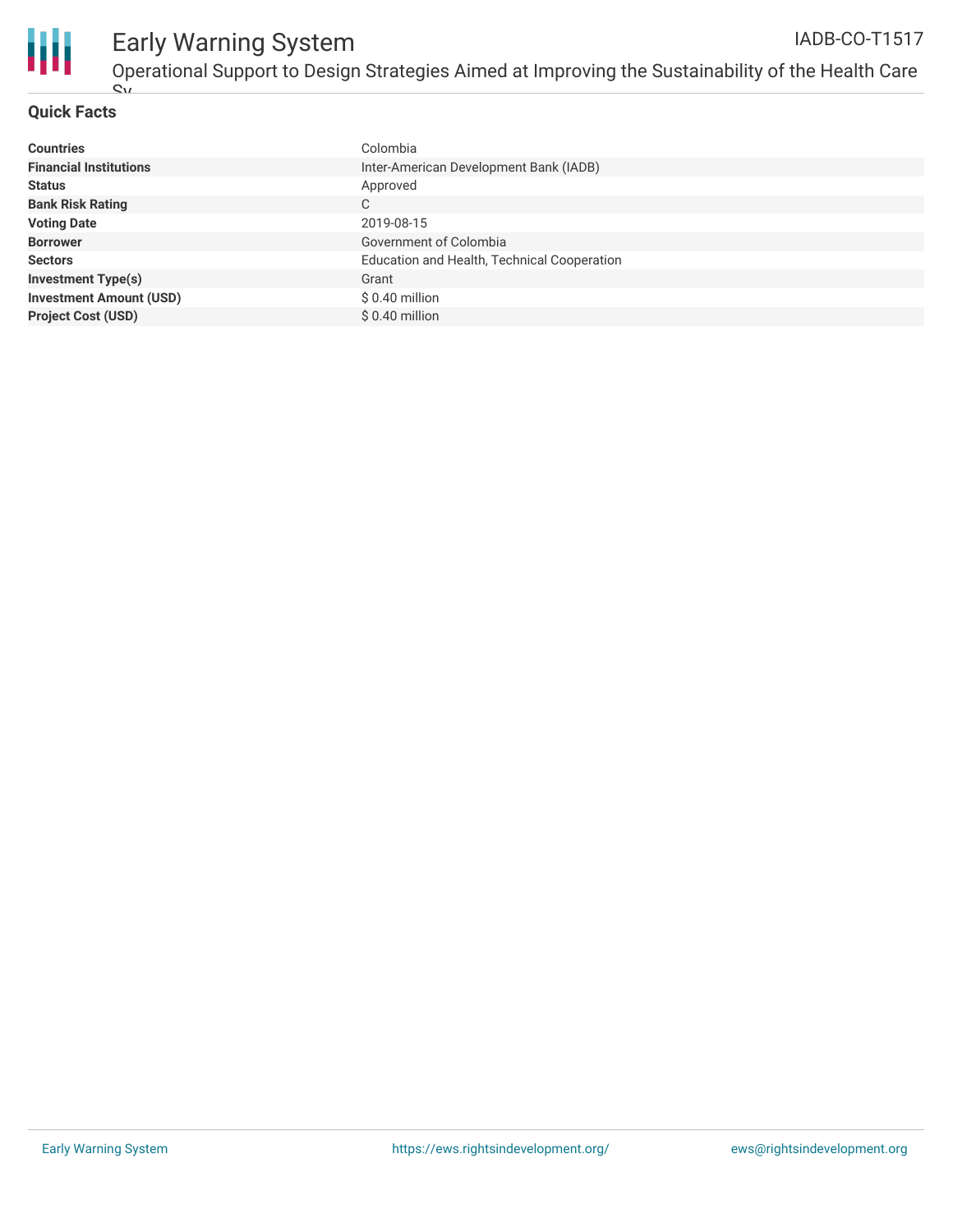## Quick Facts

| | |
|---|---|
| **Countries** | Colombia |
| **Financial Institutions** | Inter-American Development Bank (IADB) |
| **Status** | Approved |
| **Bank Risk Rating** | C |
| **Voting Date** | 2019-08-15 |
| **Borrower** | Government of Colombia |
| **Sectors** | Education and Health, Technical Cooperation |
| **Investment Type(s)** | Grant |
| **Investment Amount (USD)** | $ 0.40 million |
| **Project Cost (USD)** | $ 0.40 million |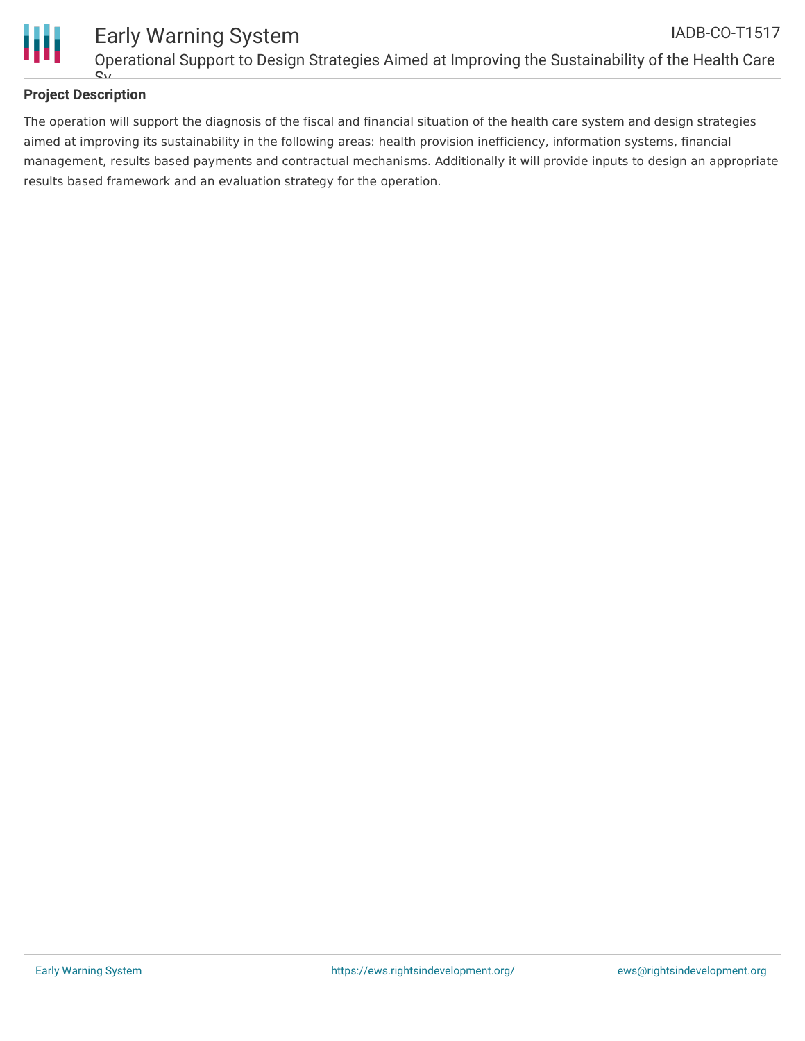## Project Description

The operation will support the diagnosis of the fiscal and financial situation of the health care system and design strategies aimed at improving its sustainability in the following areas: health provision inefficiency, information systems, financial management, results based payments and contractual mechanisms. Additionally it will provide inputs to design an appropriate results based framework and an evaluation strategy for the operation.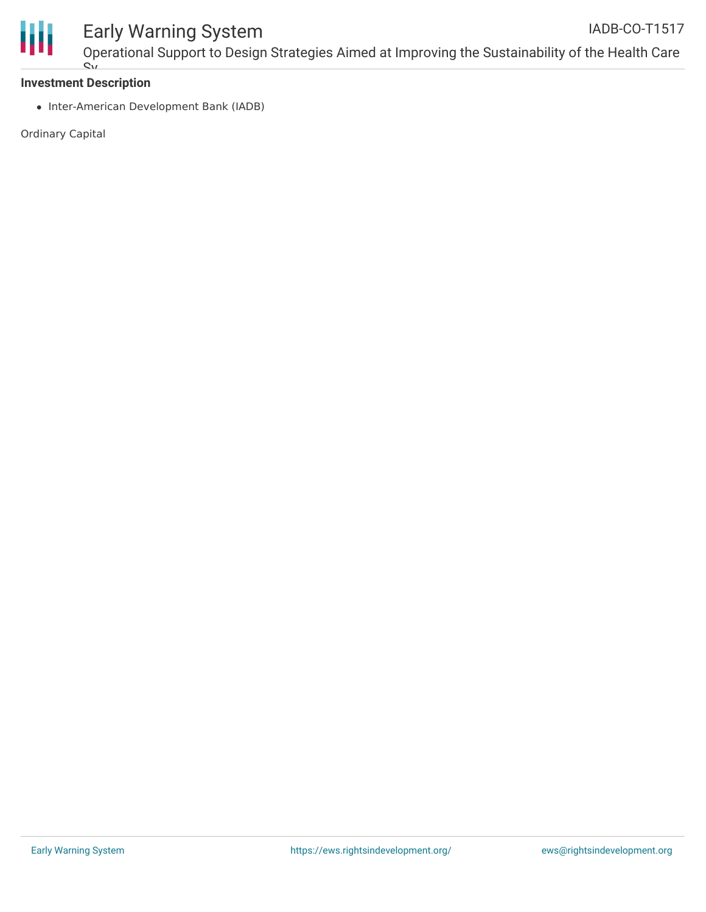### Investment Description

- Inter-American Development Bank (IADB)

Ordinary Capital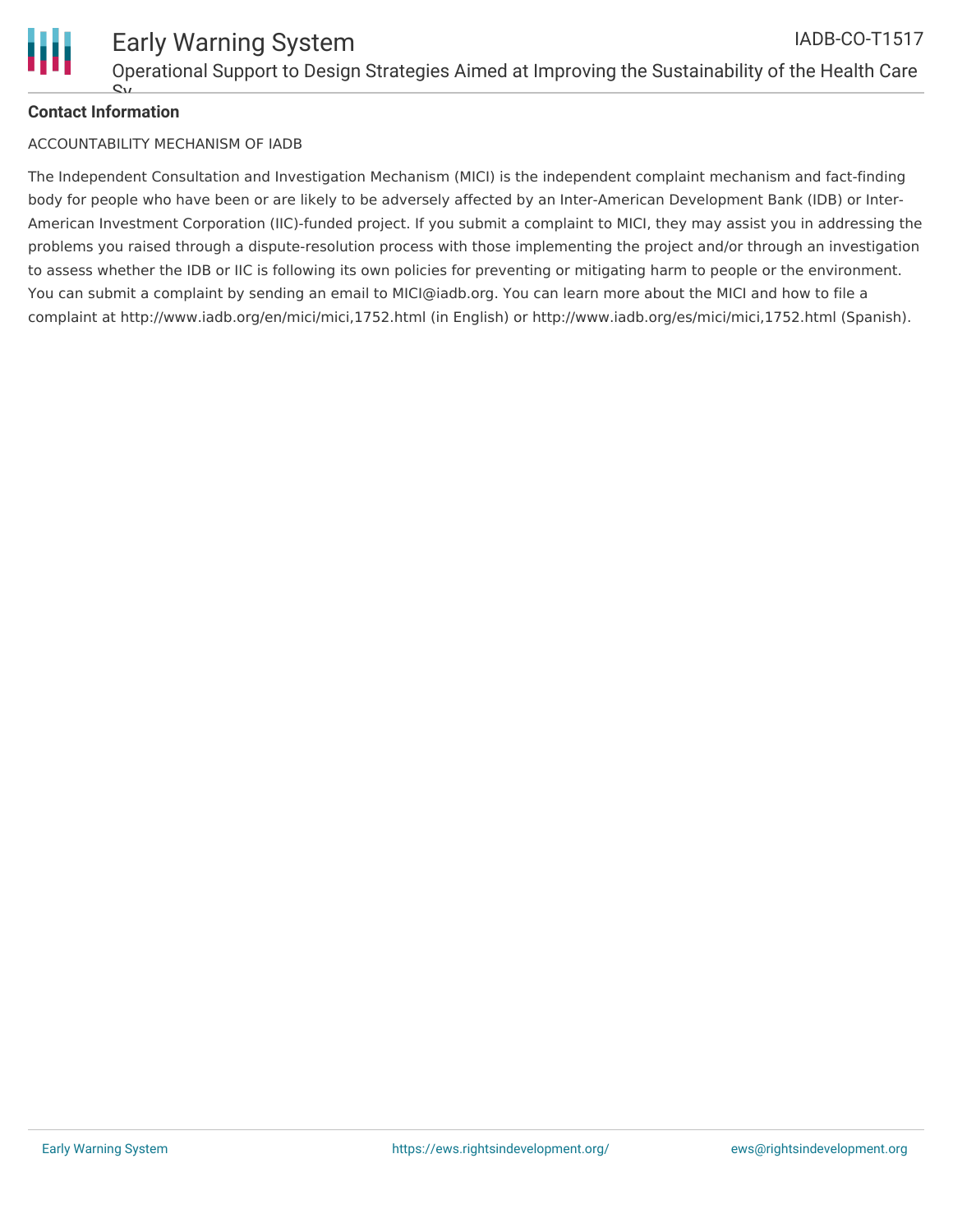**Contact Information**

ACCOUNTABILITY MECHANISM OF IADB

The Independent Consultation and Investigation Mechanism (MICI) is the independent complaint mechanism and fact-finding body for people who have been or are likely to be adversely affected by an Inter-American Development Bank (IDB) or Inter-American Investment Corporation (IIC)-funded project. If you submit a complaint to MICI, they may assist you in addressing the problems you raised through a dispute-resolution process with those implementing the project and/or through an investigation to assess whether the IDB or IIC is following its own policies for preventing or mitigating harm to people or the environment. You can submit a complaint by sending an email to MICI@iadb.org. You can learn more about the MICI and how to file a complaint at http://www.iadb.org/en/mici/mici,1752.html (in English) or http://www.iadb.org/es/mici/mici,1752.html (Spanish).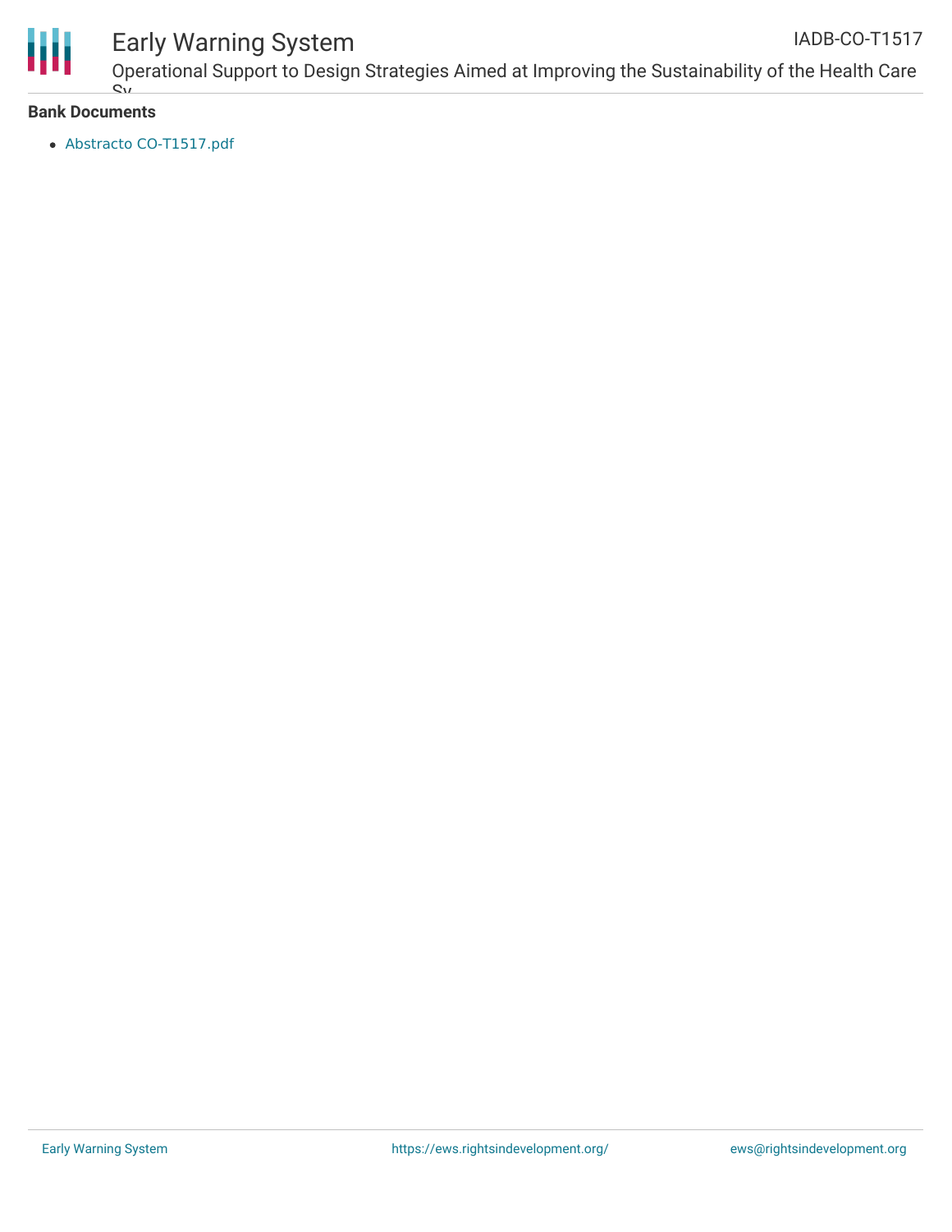**Bank Documents**

- Abstracto CO-T1517.pdf